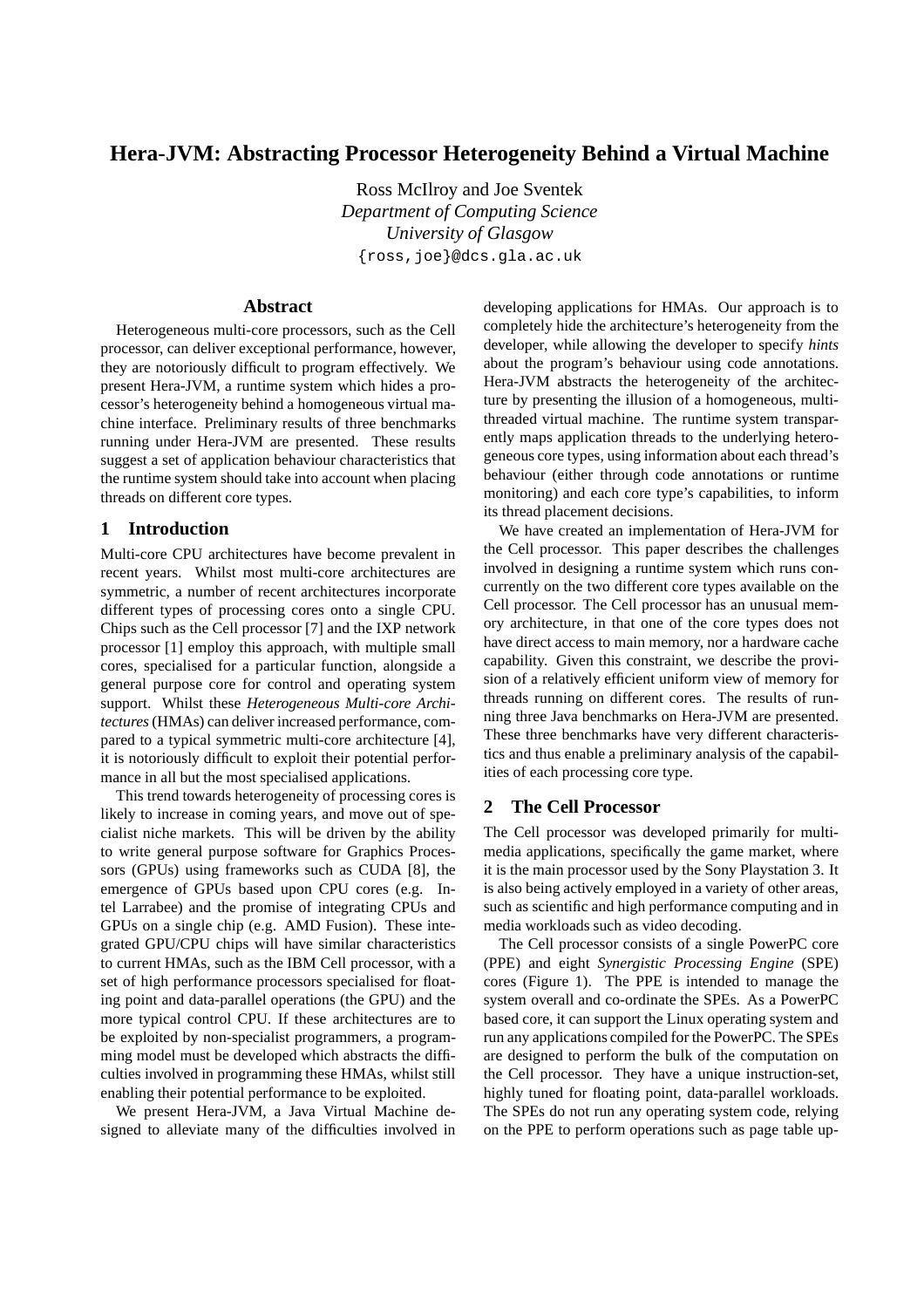# Hera-JVM: Abstracting Processor Heterogeneity Behind a Virtual Machine

Ross McIlroy and Joe Sventek
*Department of Computing Science*
*University of Glasgow*
{ross,joe}@dcs.gla.ac.uk

## Abstract

Heterogeneous multi-core processors, such as the Cell processor, can deliver exceptional performance, however, they are notoriously difficult to program effectively. We present Hera-JVM, a runtime system which hides a processor's heterogeneity behind a homogeneous virtual machine interface. Preliminary results of three benchmarks running under Hera-JVM are presented. These results suggest a set of application behaviour characteristics that the runtime system should take into account when placing threads on different core types.

## 1 Introduction

Multi-core CPU architectures have become prevalent in recent years. Whilst most multi-core architectures are symmetric, a number of recent architectures incorporate different types of processing cores onto a single CPU. Chips such as the Cell processor [7] and the IXP network processor [1] employ this approach, with multiple small cores, specialised for a particular function, alongside a general purpose core for control and operating system support. Whilst these *Heterogeneous Multi-core Architectures* (HMAs) can deliver increased performance, compared to a typical symmetric multi-core architecture [4], it is notoriously difficult to exploit their potential performance in all but the most specialised applications.

This trend towards heterogeneity of processing cores is likely to increase in coming years, and move out of specialist niche markets. This will be driven by the ability to write general purpose software for Graphics Processors (GPUs) using frameworks such as CUDA [8], the emergence of GPUs based upon CPU cores (e.g. Intel Larrabee) and the promise of integrating CPUs and GPUs on a single chip (e.g. AMD Fusion). These integrated GPU/CPU chips will have similar characteristics to current HMAs, such as the IBM Cell processor, with a set of high performance processors specialised for floating point and data-parallel operations (the GPU) and the more typical control CPU. If these architectures are to be exploited by non-specialist programmers, a programming model must be developed which abstracts the difficulties involved in programming these HMAs, whilst still enabling their potential performance to be exploited.

We present Hera-JVM, a Java Virtual Machine designed to alleviate many of the difficulties involved in developing applications for HMAs. Our approach is to completely hide the architecture's heterogeneity from the developer, while allowing the developer to specify *hints* about the program's behaviour using code annotations. Hera-JVM abstracts the heterogeneity of the architecture by presenting the illusion of a homogeneous, multithreaded virtual machine. The runtime system transparently maps application threads to the underlying heterogeneous core types, using information about each thread's behaviour (either through code annotations or runtime monitoring) and each core type's capabilities, to inform its thread placement decisions.

We have created an implementation of Hera-JVM for the Cell processor. This paper describes the challenges involved in designing a runtime system which runs concurrently on the two different core types available on the Cell processor. The Cell processor has an unusual memory architecture, in that one of the core types does not have direct access to main memory, nor a hardware cache capability. Given this constraint, we describe the provision of a relatively efficient uniform view of memory for threads running on different cores. The results of running three Java benchmarks on Hera-JVM are presented. These three benchmarks have very different characteristics and thus enable a preliminary analysis of the capabilities of each processing core type.

## 2 The Cell Processor

The Cell processor was developed primarily for multimedia applications, specifically the game market, where it is the main processor used by the Sony Playstation 3. It is also being actively employed in a variety of other areas, such as scientific and high performance computing and in media workloads such as video decoding.

The Cell processor consists of a single PowerPC core (PPE) and eight *Synergistic Processing Engine* (SPE) cores (Figure 1). The PPE is intended to manage the system overall and co-ordinate the SPEs. As a PowerPC based core, it can support the Linux operating system and run any applications compiled for the PowerPC. The SPEs are designed to perform the bulk of the computation on the Cell processor. They have a unique instruction-set, highly tuned for floating point, data-parallel workloads. The SPEs do not run any operating system code, relying on the PPE to perform operations such as page table up-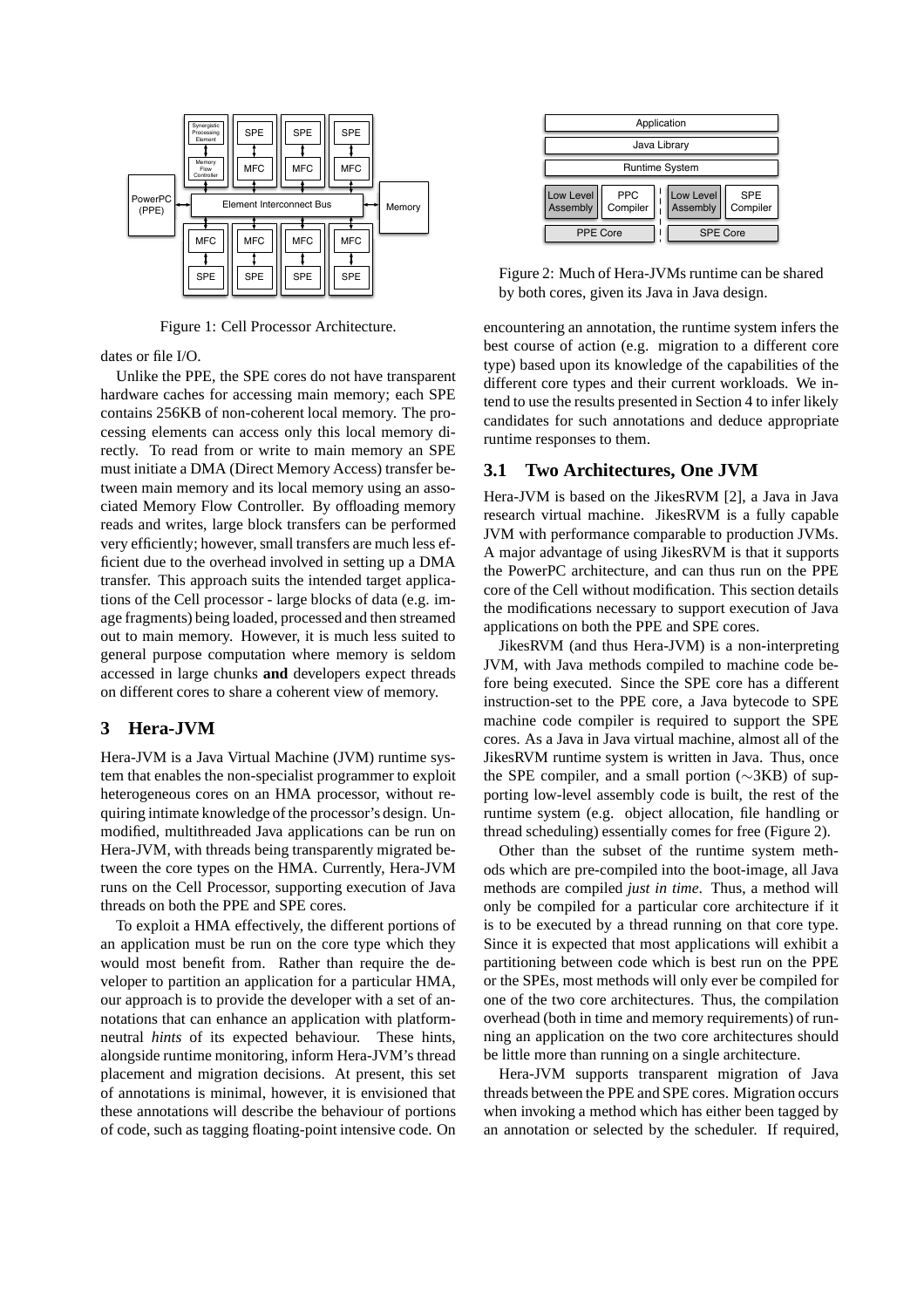Synergistic Processing Element

Memory Flow Controller

SPE SPE SPE

MFC MFC MFC

PowerPC (PPE)

Element Interconnect Bus

Memory

MFC MFC MFC MFC

SPE SPE SPE SPE

Figure 1: Cell Processor Architecture.

dates or file I/O.

Unlike the PPE, the SPE cores do not have transparent hardware caches for accessing main memory; each SPE contains 256KB of non-coherent local memory. The processing elements can access only this local memory directly. To read from or write to main memory an SPE must initiate a DMA (Direct Memory Access) transfer between main memory and its local memory using an associated Memory Flow Controller. By offloading memory reads and writes, large block transfers can be performed very efficiently; however, small transfers are much less efficient due to the overhead involved in setting up a DMA transfer. This approach suits the intended target applications of the Cell processor - large blocks of data (e.g. image fragments) being loaded, processed and then streamed out to main memory. However, it is much less suited to general purpose computation where memory is seldom accessed in large chunks **and** developers expect threads on different cores to share a coherent view of memory.

# 3 Hera-JVM

Hera-JVM is a Java Virtual Machine (JVM) runtime system that enables the non-specialist programmer to exploit heterogeneous cores on an HMA processor, without requiring intimate knowledge of the processor's design. Unmodified, multithreaded Java applications can be run on Hera-JVM, with threads being transparently migrated between the core types on the HMA. Currently, Hera-JVM runs on the Cell Processor, supporting execution of Java threads on both the PPE and SPE cores.

To exploit a HMA effectively, the different portions of an application must be run on the core type which they would most benefit from. Rather than require the developer to partition an application for a particular HMA, our approach is to provide the developer with a set of annotations that can enhance an application with platform-neutral *hints* of its expected behaviour. These hints, alongside runtime monitoring, inform Hera-JVM's thread placement and migration decisions. At present, this set of annotations is minimal, however, it is envisioned that these annotations will describe the behaviour of portions of code, such as tagging floating-point intensive code. On encountering an annotation, the runtime system infers the best course of action (e.g. migration to a different core type) based upon its knowledge of the capabilities of the different core types and their current workloads. We intend to use the results presented in Section 4 to infer likely candidates for such annotations and deduce appropriate runtime responses to them.

Application

Java Library

Runtime System

Low Level Assembly | PPC Compiler | Low Level Assembly | SPE Compiler

PPE Core | SPE Core

Figure 2: Much of Hera-JVMs runtime can be shared by both cores, given its Java in Java design.

## 3.1 Two Architectures, One JVM

Hera-JVM is based on the JikesRVM [2], a Java in Java research virtual machine. JikesRVM is a fully capable JVM with performance comparable to production JVMs. A major advantage of using JikesRVM is that it supports the PowerPC architecture, and can thus run on the PPE core of the Cell without modification. This section details the modifications necessary to support execution of Java applications on both the PPE and SPE cores.

JikesRVM (and thus Hera-JVM) is a non-interpreting JVM, with Java methods compiled to machine code before being executed. Since the SPE core has a different instruction-set to the PPE core, a Java bytecode to SPE machine code compiler is required to support the SPE cores. As a Java in Java virtual machine, almost all of the JikesRVM runtime system is written in Java. Thus, once the SPE compiler, and a small portion ($\sim$3KB) of supporting low-level assembly code is built, the rest of the runtime system (e.g. object allocation, file handling or thread scheduling) essentially comes for free (Figure 2).

Other than the subset of the runtime system methods which are pre-compiled into the boot-image, all Java methods are compiled *just in time*. Thus, a method will only be compiled for a particular core architecture if it is to be executed by a thread running on that core type. Since it is expected that most applications will exhibit a partitioning between code which is best run on the PPE or the SPEs, most methods will only ever be compiled for one of the two core architectures. Thus, the compilation overhead (both in time and memory requirements) of running an application on the two core architectures should be little more than running on a single architecture.

Hera-JVM supports transparent migration of Java threads between the PPE and SPE cores. Migration occurs when invoking a method which has either been tagged by an annotation or selected by the scheduler. If required,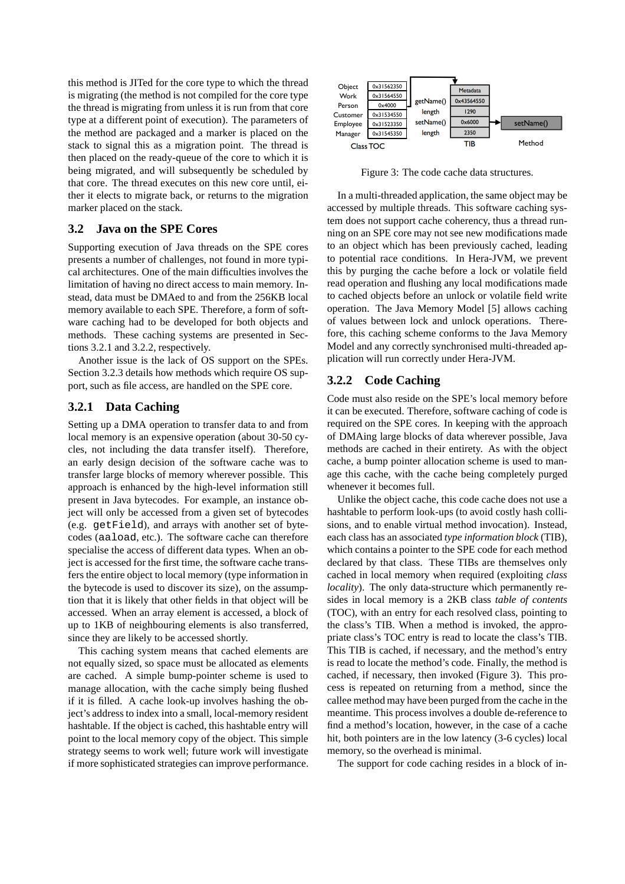this method is JITed for the core type to which the thread is migrating (the method is not compiled for the core type the thread is migrating from unless it is run from that core type at a different point of execution). The parameters of the method are packaged and a marker is placed on the stack to signal this as a migration point. The thread is then placed on the ready-queue of the core to which it is being migrated, and will subsequently be scheduled by that core. The thread executes on this new core until, either it elects to migrate back, or returns to the migration marker placed on the stack.

### 3.2 Java on the SPE Cores

Supporting execution of Java threads on the SPE cores presents a number of challenges, not found in more typical architectures. One of the main difficulties involves the limitation of having no direct access to main memory. Instead, data must be DMAed to and from the 256KB local memory available to each SPE. Therefore, a form of software caching had to be developed for both objects and methods. These caching systems are presented in Sections 3.2.1 and 3.2.2, respectively.

Another issue is the lack of OS support on the SPEs. Section 3.2.3 details how methods which require OS support, such as file access, are handled on the SPE core.

#### 3.2.1 Data Caching

Setting up a DMA operation to transfer data to and from local memory is an expensive operation (about 30-50 cycles, not including the data transfer itself). Therefore, an early design decision of the software cache was to transfer large blocks of memory wherever possible. This approach is enhanced by the high-level information still present in Java bytecodes. For example, an instance object will only be accessed from a given set of bytecodes (e.g. `getField`), and arrays with another set of bytecodes (`aaload`, etc.). The software cache can therefore specialise the access of different data types. When an object is accessed for the first time, the software cache transfers the entire object to local memory (type information in the bytecode is used to discover its size), on the assumption that it is likely that other fields in that object will be accessed. When an array element is accessed, a block of up to 1KB of neighbouring elements is also transferred, since they are likely to be accessed shortly.

This caching system means that cached elements are not equally sized, so space must be allocated as elements are cached. A simple bump-pointer scheme is used to manage allocation, with the cache simply being flushed if it is filled. A cache look-up involves hashing the object's address to index into a small, local-memory resident hashtable. If the object is cached, this hashtable entry will point to the local memory copy of the object. This simple strategy seems to work well; future work will investigate if more sophisticated strategies can improve performance.

Object 0x31562350
Work 0x31564550
Person 0x4000
Customer 0x31534550
Employee 0x31523350
Manager 0x31545350
Class TOC

getName() length setName() length

Metadata
0x43564550
1290
0x6000
2350
TIB

setName()
Method

Figure 3: The code cache data structures.

In a multi-threaded application, the same object may be accessed by multiple threads. This software caching system does not support cache coherency, thus a thread running on an SPE core may not see new modifications made to an object which has been previously cached, leading to potential race conditions. In Hera-JVM, we prevent this by purging the cache before a lock or volatile field read operation and flushing any local modifications made to cached objects before an unlock or volatile field write operation. The Java Memory Model [5] allows caching of values between lock and unlock operations. Therefore, this caching scheme conforms to the Java Memory Model and any correctly synchronised multi-threaded application will run correctly under Hera-JVM.

#### 3.2.2 Code Caching

Code must also reside on the SPE's local memory before it can be executed. Therefore, software caching of code is required on the SPE cores. In keeping with the approach of DMAing large blocks of data wherever possible, Java methods are cached in their entirety. As with the object cache, a bump pointer allocation scheme is used to manage this cache, with the cache being completely purged whenever it becomes full.

Unlike the object cache, this code cache does not use a hashtable to perform look-ups (to avoid costly hash collisions, and to enable virtual method invocation). Instead, each class has an associated *type information block* (TIB), which contains a pointer to the SPE code for each method declared by that class. These TIBs are themselves only cached in local memory when required (exploiting *class locality*). The only data-structure which permanently resides in local memory is a 2KB class *table of contents* (TOC), with an entry for each resolved class, pointing to the class's TIB. When a method is invoked, the appropriate class's TOC entry is read to locate the class's TIB. This TIB is cached, if necessary, and the method's entry is read to locate the method's code. Finally, the method is cached, if necessary, then invoked (Figure 3). This process is repeated on returning from a method, since the callee method may have been purged from the cache in the meantime. This process involves a double de-reference to find a method's location, however, in the case of a cache hit, both pointers are in the low latency (3-6 cycles) local memory, so the overhead is minimal.

The support for code caching resides in a block of in-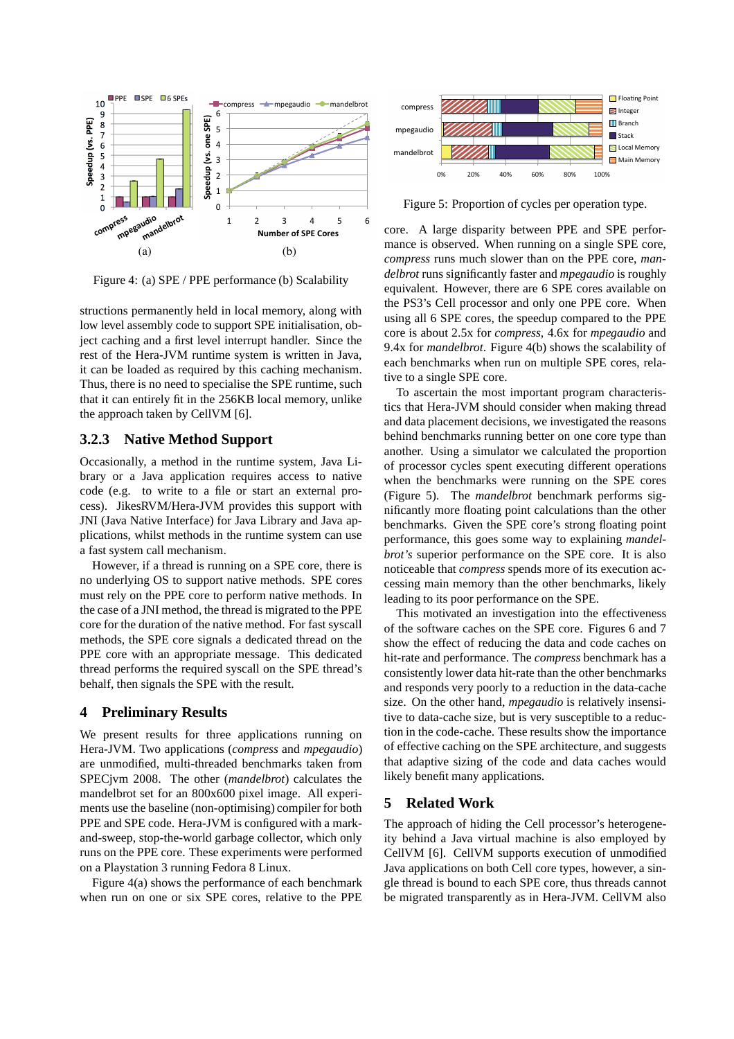PPE SPE 6 SPEs

Speedup (vs. PPE)

10
9
8
7
6
5
4
3
2
1
0

compress mpegaudio mandelbrot

(a)

compress mpegaudio mandelbrot

Speedup (vs. one SPE)

6
5
4
3
2
1
0

1 2 3 4 5 6

Number of SPE Cores

(b)

Figure 4: (a) SPE / PPE performance (b) Scalability

structions permanently held in local memory, along with low level assembly code to support SPE initialisation, object caching and a first level interrupt handler. Since the rest of the Hera-JVM runtime system is written in Java, it can be loaded as required by this caching mechanism. Thus, there is no need to specialise the SPE runtime, such that it can entirely fit in the 256KB local memory, unlike the approach taken by CellVM [6].

### 3.2.3 Native Method Support

Occasionally, a method in the runtime system, Java Library or a Java application requires access to native code (e.g. to write to a file or start an external process). JikesRVM/Hera-JVM provides this support with JNI (Java Native Interface) for Java Library and Java applications, whilst methods in the runtime system can use a fast system call mechanism.

However, if a thread is running on a SPE core, there is no underlying OS to support native methods. SPE cores must rely on the PPE core to perform native methods. In the case of a JNI method, the thread is migrated to the PPE core for the duration of the native method. For fast syscall methods, the SPE core signals a dedicated thread on the PPE core with an appropriate message. This dedicated thread performs the required syscall on the SPE thread's behalf, then signals the SPE with the result.

## 4 Preliminary Results

We present results for three applications running on Hera-JVM. Two applications (*compress* and *mpegaudio*) are unmodified, multi-threaded benchmarks taken from SPECjvm 2008. The other (*mandelbrot*) calculates the mandelbrot set for an 800x600 pixel image. All experiments use the baseline (non-optimising) compiler for both PPE and SPE code. Hera-JVM is configured with a mark-and-sweep, stop-the-world garbage collector, which only runs on the PPE core. These experiments were performed on a Playstation 3 running Fedora 8 Linux.

Figure 4(a) shows the performance of each benchmark when run on one or six SPE cores, relative to the PPE core. A large disparity between PPE and SPE performance is observed. When running on a single SPE core, *compress* runs much slower than on the PPE core, *mandelbrot* runs significantly faster and *mpegaudio* is roughly equivalent. However, there are 6 SPE cores available on the PS3's Cell processor and only one PPE core. When using all 6 SPE cores, the speedup compared to the PPE core is about 2.5x for *compress*, 4.6x for *mpegaudio* and 9.4x for *mandelbrot*. Figure 4(b) shows the scalability of each benchmarks when run on multiple SPE cores, relative to a single SPE core.

compress
mpegaudio
mandelbrot

0% 20% 40% 60% 80% 100%

Floating Point
Integer
Branch
Stack
Local Memory
Main Memory

Figure 5: Proportion of cycles per operation type.

To ascertain the most important program characteristics that Hera-JVM should consider when making thread and data placement decisions, we investigated the reasons behind benchmarks running better on one core type than another. Using a simulator we calculated the proportion of processor cycles spent executing different operations when the benchmarks were running on the SPE cores (Figure 5). The *mandelbrot* benchmark performs significantly more floating point calculations than the other benchmarks. Given the SPE core's strong floating point performance, this goes some way to explaining *mandelbrot's* superior performance on the SPE core. It is also noticeable that *compress* spends more of its execution accessing main memory than the other benchmarks, likely leading to its poor performance on the SPE.

This motivated an investigation into the effectiveness of the software caches on the SPE core. Figures 6 and 7 show the effect of reducing the data and code caches on hit-rate and performance. The *compress* benchmark has a consistently lower data hit-rate than the other benchmarks and responds very poorly to a reduction in the data-cache size. On the other hand, *mpegaudio* is relatively insensitive to data-cache size, but is very susceptible to a reduction in the code-cache. These results show the importance of effective caching on the SPE architecture, and suggests that adaptive sizing of the code and data caches would likely benefit many applications.

## 5 Related Work

The approach of hiding the Cell processor's heterogeneity behind a Java virtual machine is also employed by CellVM [6]. CellVM supports execution of unmodified Java applications on both Cell core types, however, a single thread is bound to each SPE core, thus threads cannot be migrated transparently as in Hera-JVM. CellVM also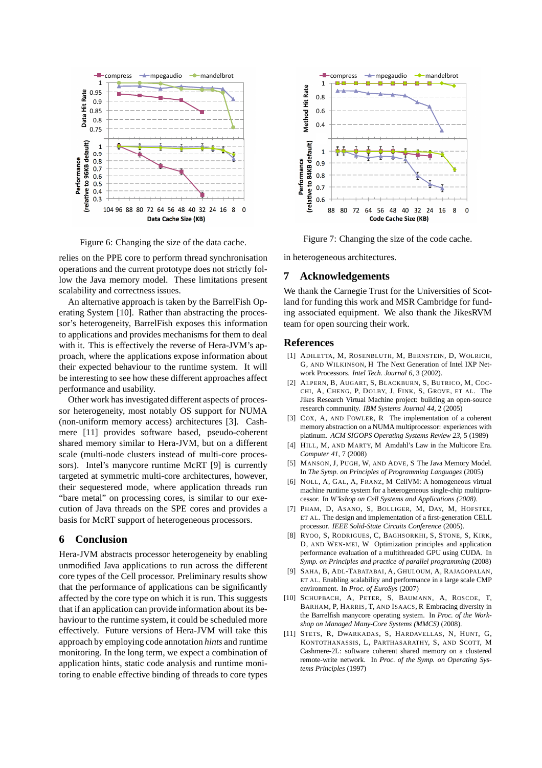compress mpegaudio mandelbrot

Data Hit Rate

1
0.95
0.9
0.85
0.8
0.75

Performance (relative to 96KB default)

1
0.9
0.8
0.7
0.6
0.5
0.4
0.3

104 96 88 80 72 64 56 48 40 32 24 16 8 0

Data Cache Size (KB)

Figure 6: Changing the size of the data cache.

compress mpegaudio mandelbrot

Method Hit Rate

1
0.8
0.6
0.4

Performance (relative to 84KB default)

1
0.9
0.8
0.7
0.6

88 80 72 64 56 48 40 32 24 16 8 0

Code Cache Size (KB)

Figure 7: Changing the size of the code cache.

relies on the PPE core to perform thread synchronisation operations and the current prototype does not strictly follow the Java memory model. These limitations present scalability and correctness issues.

An alternative approach is taken by the BarrelFish Operating System [10]. Rather than abstracting the processor's heterogeneity, BarrelFish exposes this information to applications and provides mechanisms for them to deal with it. This is effectively the reverse of Hera-JVM's approach, where the applications expose information about their expected behaviour to the runtime system. It will be interesting to see how these different approaches affect performance and usability.

Other work has investigated different aspects of processor heterogeneity, most notably OS support for NUMA (non-uniform memory access) architectures [3]. Cashmere [11] provides software based, pseudo-coherent shared memory similar to Hera-JVM, but on a different scale (multi-node clusters instead of multi-core processors). Intel's manycore runtime McRT [9] is currently targeted at symmetric multi-core architectures, however, their sequestered mode, where application threads run "bare metal" on processing cores, is similar to our execution of Java threads on the SPE cores and provides a basis for McRT support of heterogeneous processors.

## 6 Conclusion

Hera-JVM abstracts processor heterogeneity by enabling unmodified Java applications to run across the different core types of the Cell processor. Preliminary results show that the performance of applications can be significantly affected by the core type on which it is run. This suggests that if an application can provide information about its behaviour to the runtime system, it could be scheduled more effectively. Future versions of Hera-JVM will take this approach by employing code annotation *hints* and runtime monitoring. In the long term, we expect a combination of application hints, static code analysis and runtime monitoring to enable effective binding of threads to core types in heterogeneous architectures.

## 7 Acknowledgements

We thank the Carnegie Trust for the Universities of Scotland for funding this work and MSR Cambridge for funding associated equipment. We also thank the JikesRVM team for open sourcing their work.

## References

[1] Adiletta, M, Rosenbluth, M, Bernstein, D, Wolrich, G, and Wilkinson, H The Next Generation of Intel IXP Network Processors. *Intel Tech. Journal 6*, 3 (2002).

[2] Alpern, B, Augart, S, Blackburn, S, Butrico, M, Cocchi, A, Cheng, P, Dolby, J, Fink, S, Grove, et al. The Jikes Research Virtual Machine project: building an open-source research community. *IBM Systems Journal 44*, 2 (2005)

[3] Cox, A, and Fowler, R The implementation of a coherent memory abstraction on a NUMA multiprocessor: experiences with platinum. *ACM SIGOPS Operating Systems Review 23*, 5 (1989)

[4] Hill, M, and Marty, M Amdahl's Law in the Multicore Era. *Computer 41*, 7 (2008)

[5] Manson, J, Pugh, W, and Adve, S The Java Memory Model. In *The Symp. on Principles of Programming Languages* (2005)

[6] Noll, A, Gal, A, Franz, M CellVM: A homogeneous virtual machine runtime system for a heterogeneous single-chip multiprocessor. In *W'kshop on Cell Systems and Applications (2008)*.

[7] Pham, D, Asano, S, Bolliger, M, Day, M, Hofstee, et al. The design and implementation of a first-generation CELL processor. *IEEE Solid-State Circuits Conference* (2005).

[8] Ryoo, S, Rodrigues, C, Baghsorkhi, S, Stone, S, Kirk, D, and Wen-Mei, W Optimization principles and application performance evaluation of a multithreaded GPU using CUDA. In *Symp. on Principles and practice of parallel programming* (2008)

[9] Saha, B, Adl-Tabatabai, A, Ghuloum, A, Rajagopalan, et al. Enabling scalability and performance in a large scale CMP environment. In *Proc. of EuroSys* (2007)

[10] Schupbach, A, Peter, S, Baumann, A, Roscoe, T, Barham, P, Harris, T, and Isaacs, R Embracing diversity in the Barrelfish manycore operating system. In *Proc. of the Workshop on Managed Many-Core Systems (MMCS)* (2008).

[11] Stets, R, Dwarkadas, S, Hardavellas, N, Hunt, G, Kontothanassis, L, Parthasarathy, S, and Scott, M Cashmere-2L: software coherent shared memory on a clustered remote-write network. In *Proc. of the Symp. on Operating Systems Principles* (1997)